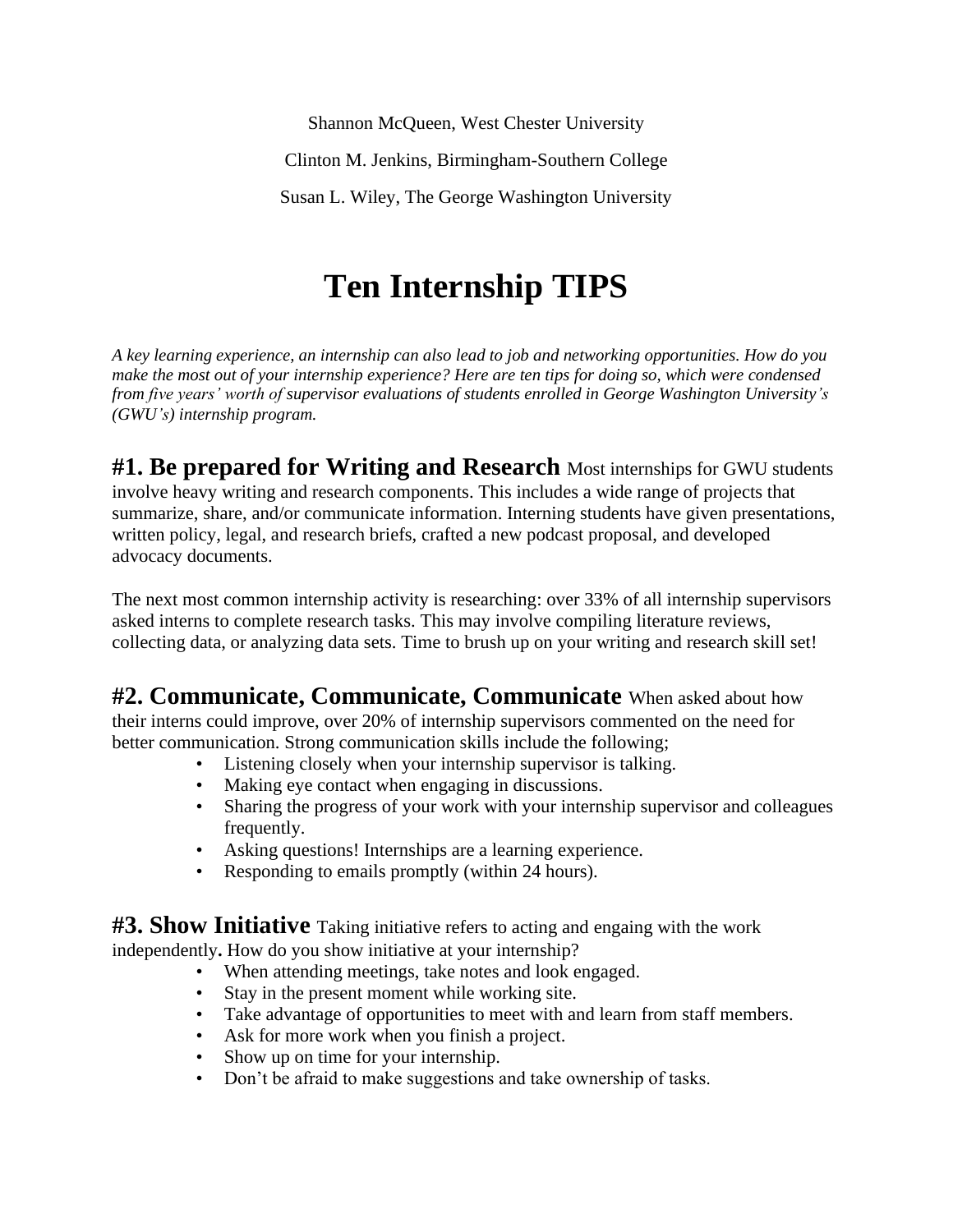Shannon McQueen, West Chester University

Clinton M. Jenkins, Birmingham-Southern College

Susan L. Wiley, The George Washington University

# Ten Internship TIPS

*A key learning experience, an internship can also lead to job and networking opportunities. How do you make the most out of your internship experience? Here are ten tips for doing so, which were condensed from five years' worth of supervisor evaluations of students enrolled in George Washington University's (GWU's) internship program.*

**#1. Be prepared for Writing and Research** Most internships for GWU students involve heavy writing and research components. This includes a wide range of projects that summarize, share, and/or communicate information. Interning students have given presentations, written policy, legal, and research briefs, crafted a new podcast proposal, and developed advocacy documents.

The next most common internship activity is researching: over 33% of all internship supervisors asked interns to complete research tasks. This may involve compiling literature reviews, collecting data, or analyzing data sets. Time to brush up on your writing and research skill set!

**#2. Communicate, Communicate, Communicate** When asked about how their interns could improve, over 20% of internship supervisors commented on the need for better communication. Strong communication skills include the following;

- Listening closely when your internship supervisor is talking.
- Making eye contact when engaging in discussions.
- Sharing the progress of your work with your internship supervisor and colleagues frequently.
- Asking questions! Internships are a learning experience.
- Responding to emails promptly (within 24 hours).

**#3. Show Initiative** Taking initiative refers to acting and engaing with the work independently**.** How do you show initiative at your internship?

- When attending meetings, take notes and look engaged.
- Stay in the present moment while working site.
- Take advantage of opportunities to meet with and learn from staff members.
- Ask for more work when you finish a project.
- Show up on time for your internship.
- Don't be afraid to make suggestions and take ownership of tasks.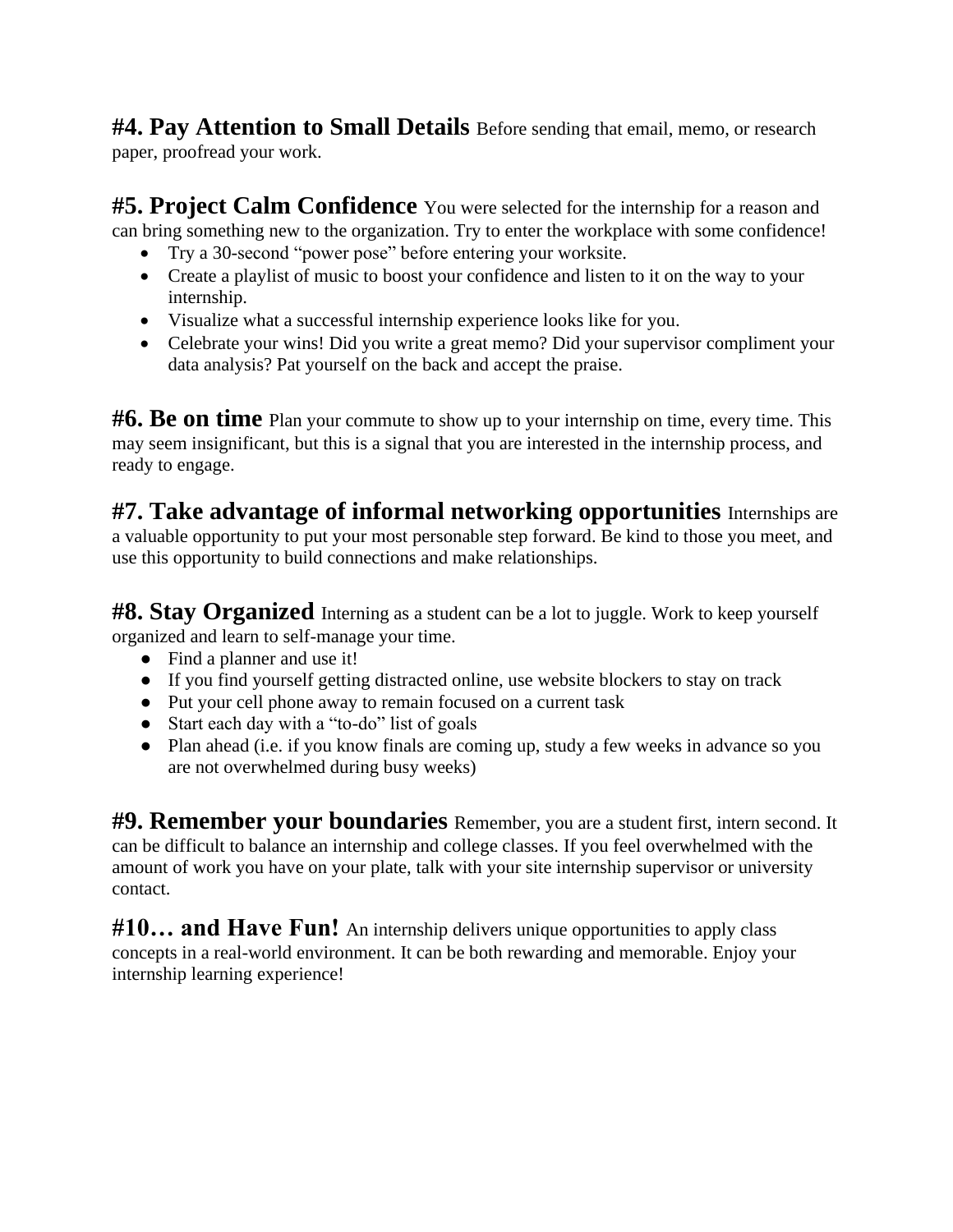**#4. Pay Attention to Small Details** Before sending that email, memo, or research paper, proofread your work.

**#5. Project Calm Confidence** You were selected for the internship for a reason and can bring something new to the organization. Try to enter the workplace with some confidence!

- Try a 30-second "power pose" before entering your worksite.
- Create a playlist of music to boost your confidence and listen to it on the way to your internship.
- Visualize what a successful internship experience looks like for you.
- Celebrate your wins! Did you write a great memo? Did your supervisor compliment your data analysis? Pat yourself on the back and accept the praise.

**#6. Be on time** Plan your commute to show up to your internship on time, every time. This may seem insignificant, but this is a signal that you are interested in the internship process, and ready to engage.

**#7. Take advantage of informal networking opportunities** Internships are a valuable opportunity to put your most personable step forward. Be kind to those you meet, and use this opportunity to build connections and make relationships.

**#8. Stay Organized** Interning as a student can be a lot to juggle. Work to keep yourself organized and learn to self-manage your time.

- Find a planner and use it!
- If you find yourself getting distracted online, use website blockers to stay on track
- Put your cell phone away to remain focused on a current task
- Start each day with a "to-do" list of goals
- Plan ahead (i.e. if you know finals are coming up, study a few weeks in advance so you are not overwhelmed during busy weeks)

**#9. Remember your boundaries** Remember, you are a student first, intern second. It can be difficult to balance an internship and college classes. If you feel overwhelmed with the amount of work you have on your plate, talk with your site internship supervisor or university contact.

**#10… and Have Fun!** An internship delivers unique opportunities to apply class concepts in a real-world environment. It can be both rewarding and memorable. Enjoy your internship learning experience!